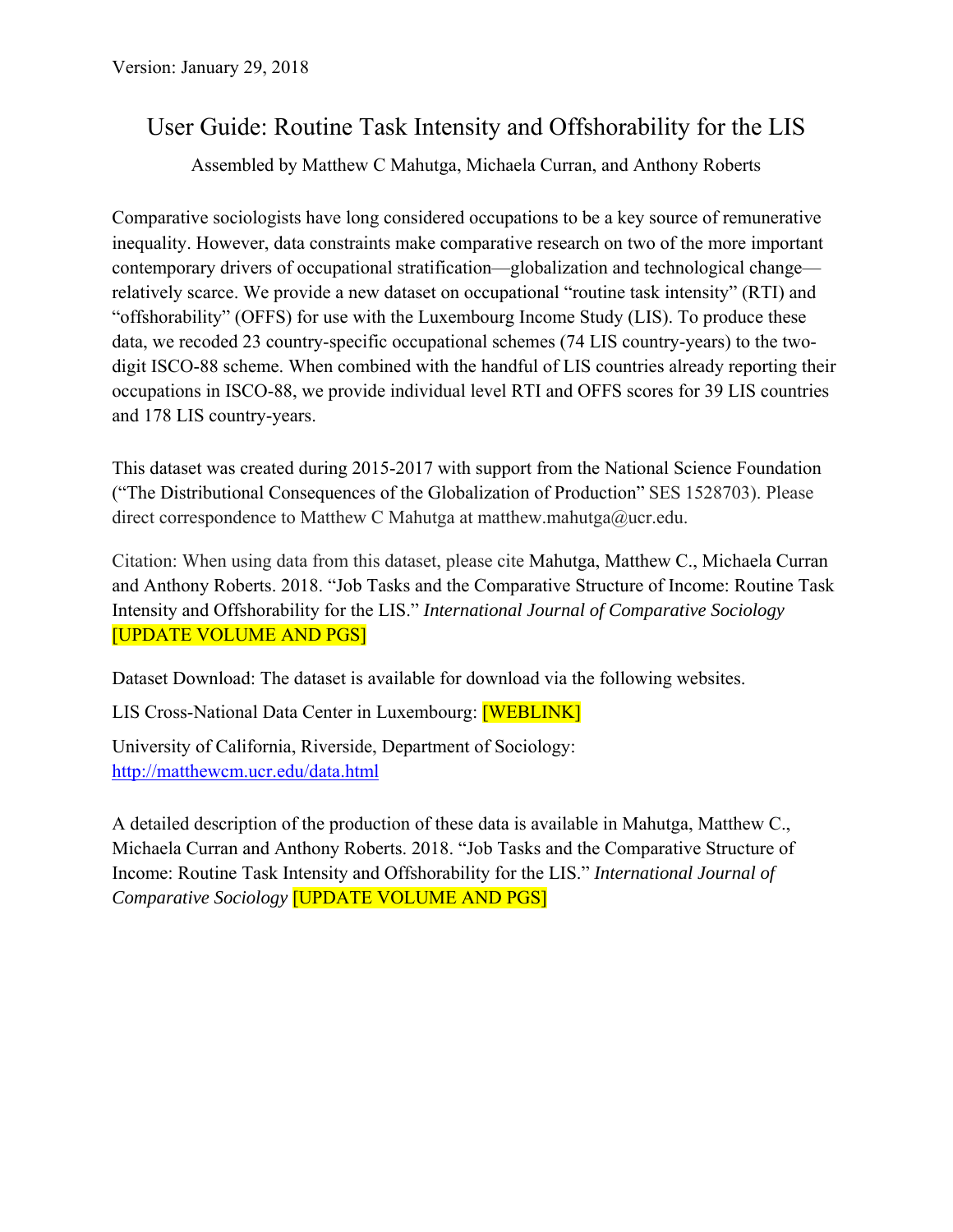Version: January 29, 2018

# User Guide: Routine Task Intensity and Offshorability for the LIS

Assembled by Matthew C Mahutga, Michaela Curran, and Anthony Roberts

Comparative sociologists have long considered occupations to be a key source of remunerative inequality. However, data constraints make comparative research on two of the more important contemporary drivers of occupational stratification—globalization and technological change—relatively scarce. We provide a new dataset on occupational "routine task intensity" (RTI) and "offshorability" (OFFS) for use with the Luxembourg Income Study (LIS). To produce these data, we recoded 23 country-specific occupational schemes (74 LIS country-years) to the two-digit ISCO-88 scheme. When combined with the handful of LIS countries already reporting their occupations in ISCO-88, we provide individual level RTI and OFFS scores for 39 LIS countries and 178 LIS country-years.

This dataset was created during 2015-2017 with support from the National Science Foundation ("The Distributional Consequences of the Globalization of Production" SES 1528703). Please direct correspondence to Matthew C Mahutga at matthew.mahutga@ucr.edu.

Citation: When using data from this dataset, please cite Mahutga, Matthew C., Michaela Curran and Anthony Roberts. 2018. "Job Tasks and the Comparative Structure of Income: Routine Task Intensity and Offshorability for the LIS." *International Journal of Comparative Sociology* [UPDATE VOLUME AND PGS]

Dataset Download: The dataset is available for download via the following websites.

LIS Cross-National Data Center in Luxembourg: [WEBLINK]

University of California, Riverside, Department of Sociology: http://matthewcm.ucr.edu/data.html

A detailed description of the production of these data is available in Mahutga, Matthew C., Michaela Curran and Anthony Roberts. 2018. "Job Tasks and the Comparative Structure of Income: Routine Task Intensity and Offshorability for the LIS." *International Journal of Comparative Sociology* [UPDATE VOLUME AND PGS]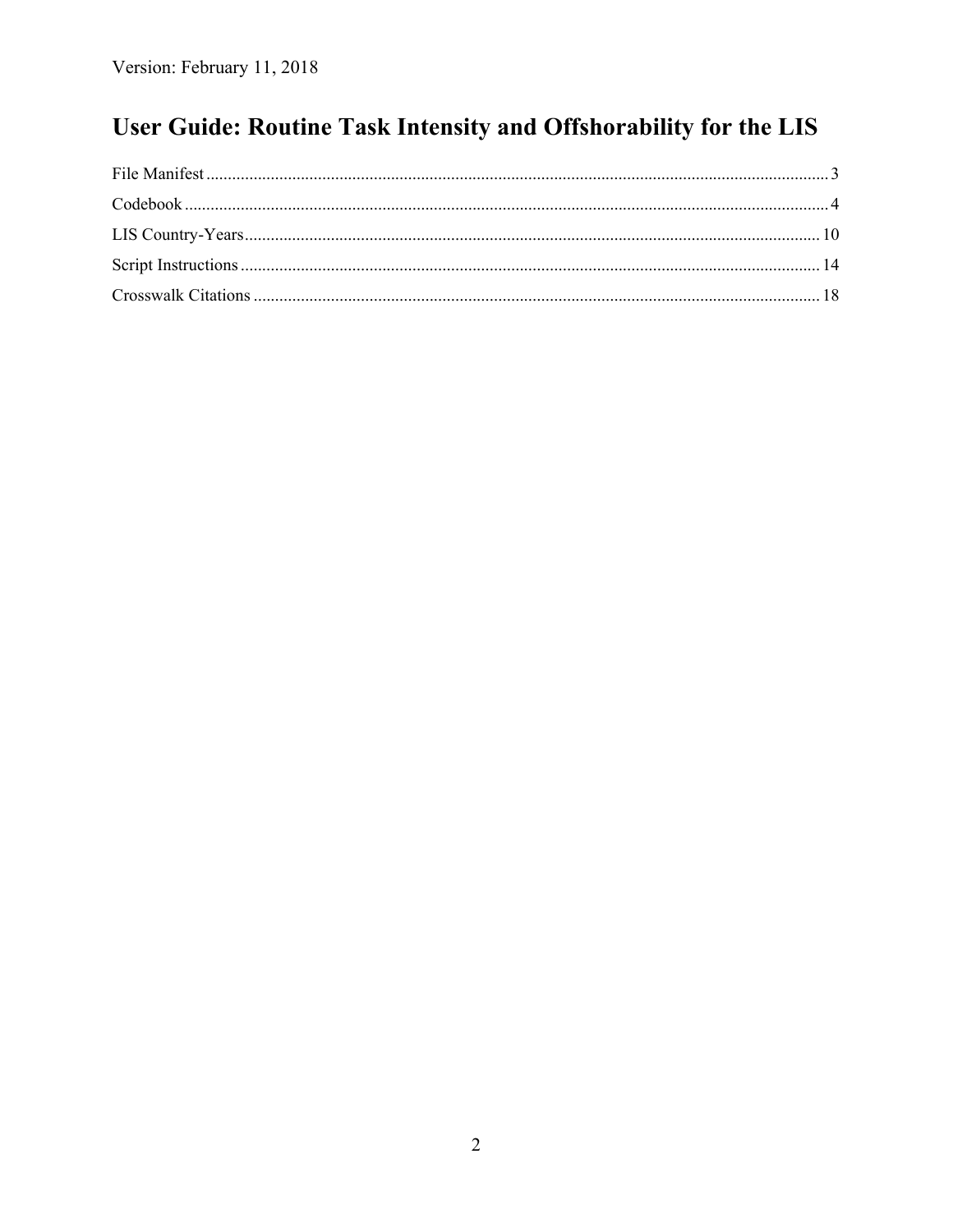Version: February 11, 2018

# User Guide: Routine Task Intensity and Offshorability for the LIS

File Manifest ........................................ 3

Codebook ........................................ 4

LIS Country-Years ........................................ 10

Script Instructions ........................................ 14

Crosswalk Citations ........................................ 18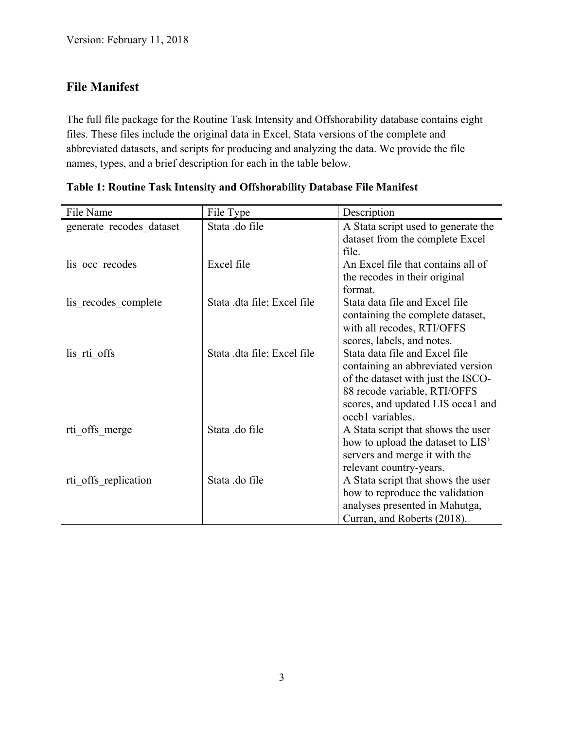Version: February 11, 2018

## File Manifest

The full file package for the Routine Task Intensity and Offshorability database contains eight files. These files include the original data in Excel, Stata versions of the complete and abbreviated datasets, and scripts for producing and analyzing the data. We provide the file names, types, and a brief description for each in the table below.

**Table 1: Routine Task Intensity and Offshorability Database File Manifest**

| File Name | File Type | Description |
|---|---|---|
| generate_recodes_dataset | Stata .do file | A Stata script used to generate the dataset from the complete Excel file. |
| lis_occ_recodes | Excel file | An Excel file that contains all of the recodes in their original format. |
| lis_recodes_complete | Stata .dta file; Excel file | Stata data file and Excel file containing the complete dataset, with all recodes, RTI/OFFS scores, labels, and notes. |
| lis_rti_offs | Stata .dta file; Excel file | Stata data file and Excel file containing an abbreviated version of the dataset with just the ISCO-88 recode variable, RTI/OFFS scores, and updated LIS occa1 and occb1 variables. |
| rti_offs_merge | Stata .do file | A Stata script that shows the user how to upload the dataset to LIS' servers and merge it with the relevant country-years. |
| rti_offs_replication | Stata .do file | A Stata script that shows the user how to reproduce the validation analyses presented in Mahutga, Curran, and Roberts (2018). |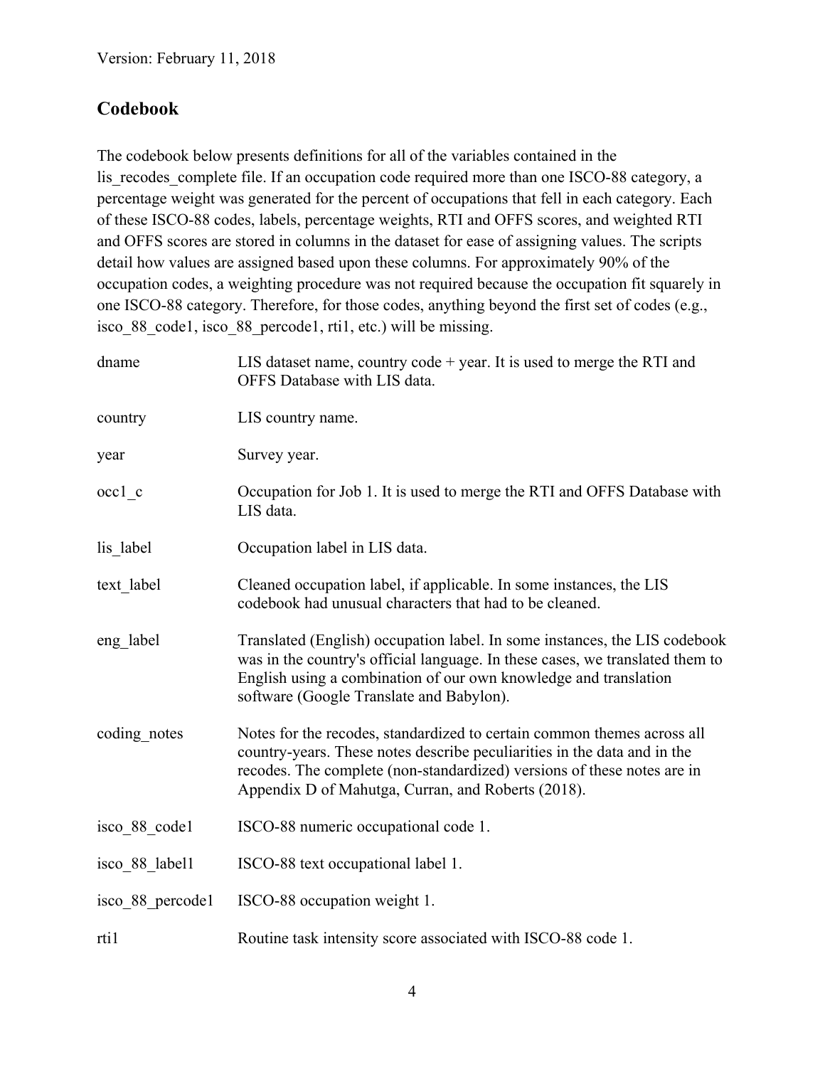Version: February 11, 2018

## Codebook

The codebook below presents definitions for all of the variables contained in the lis_recodes_complete file. If an occupation code required more than one ISCO-88 category, a percentage weight was generated for the percent of occupations that fell in each category. Each of these ISCO-88 codes, labels, percentage weights, RTI and OFFS scores, and weighted RTI and OFFS scores are stored in columns in the dataset for ease of assigning values. The scripts detail how values are assigned based upon these columns. For approximately 90% of the occupation codes, a weighting procedure was not required because the occupation fit squarely in one ISCO-88 category. Therefore, for those codes, anything beyond the first set of codes (e.g., isco_88_code1, isco_88_percode1, rti1, etc.) will be missing.

| | |
|---|---|
| dname | LIS dataset name, country code + year. It is used to merge the RTI and OFFS Database with LIS data. |
| country | LIS country name. |
| year | Survey year. |
| occ1_c | Occupation for Job 1. It is used to merge the RTI and OFFS Database with LIS data. |
| lis_label | Occupation label in LIS data. |
| text_label | Cleaned occupation label, if applicable. In some instances, the LIS codebook had unusual characters that had to be cleaned. |
| eng_label | Translated (English) occupation label. In some instances, the LIS codebook was in the country's official language. In these cases, we translated them to English using a combination of our own knowledge and translation software (Google Translate and Babylon). |
| coding_notes | Notes for the recodes, standardized to certain common themes across all country-years. These notes describe peculiarities in the data and in the recodes. The complete (non-standardized) versions of these notes are in Appendix D of Mahutga, Curran, and Roberts (2018). |
| isco_88_code1 | ISCO-88 numeric occupational code 1. |
| isco_88_label1 | ISCO-88 text occupational label 1. |
| isco_88_percode1 | ISCO-88 occupation weight 1. |
| rti1 | Routine task intensity score associated with ISCO-88 code 1. |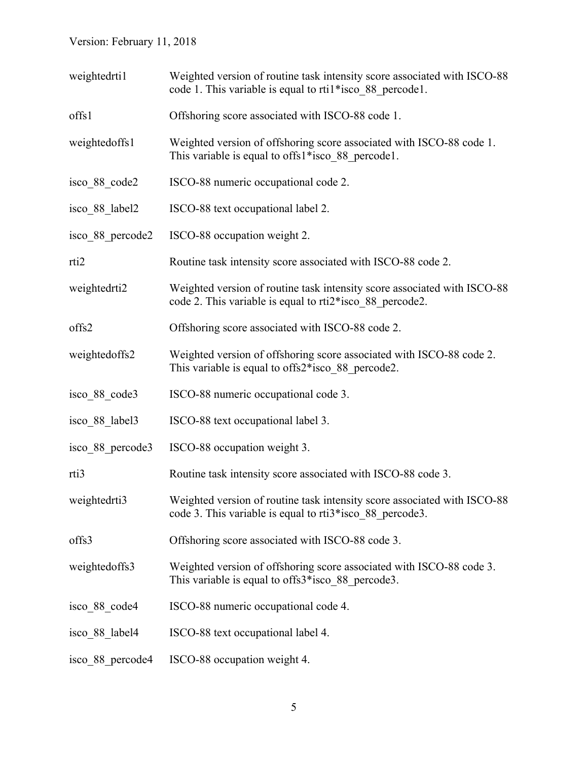| | |
|---|---|
| weightedrti1 | Weighted version of routine task intensity score associated with ISCO-88 code 1. This variable is equal to rti1*isco_88_percode1. |
| offs1 | Offshoring score associated with ISCO-88 code 1. |
| weightedoffs1 | Weighted version of offshoring score associated with ISCO-88 code 1. This variable is equal to offs1*isco_88_percode1. |
| isco_88_code2 | ISCO-88 numeric occupational code 2. |
| isco_88_label2 | ISCO-88 text occupational label 2. |
| isco_88_percode2 | ISCO-88 occupation weight 2. |
| rti2 | Routine task intensity score associated with ISCO-88 code 2. |
| weightedrti2 | Weighted version of routine task intensity score associated with ISCO-88 code 2. This variable is equal to rti2*isco_88_percode2. |
| offs2 | Offshoring score associated with ISCO-88 code 2. |
| weightedoffs2 | Weighted version of offshoring score associated with ISCO-88 code 2. This variable is equal to offs2*isco_88_percode2. |
| isco_88_code3 | ISCO-88 numeric occupational code 3. |
| isco_88_label3 | ISCO-88 text occupational label 3. |
| isco_88_percode3 | ISCO-88 occupation weight 3. |
| rti3 | Routine task intensity score associated with ISCO-88 code 3. |
| weightedrti3 | Weighted version of routine task intensity score associated with ISCO-88 code 3. This variable is equal to rti3*isco_88_percode3. |
| offs3 | Offshoring score associated with ISCO-88 code 3. |
| weightedoffs3 | Weighted version of offshoring score associated with ISCO-88 code 3. This variable is equal to offs3*isco_88_percode3. |
| isco_88_code4 | ISCO-88 numeric occupational code 4. |
| isco_88_label4 | ISCO-88 text occupational label 4. |
| isco_88_percode4 | ISCO-88 occupation weight 4. |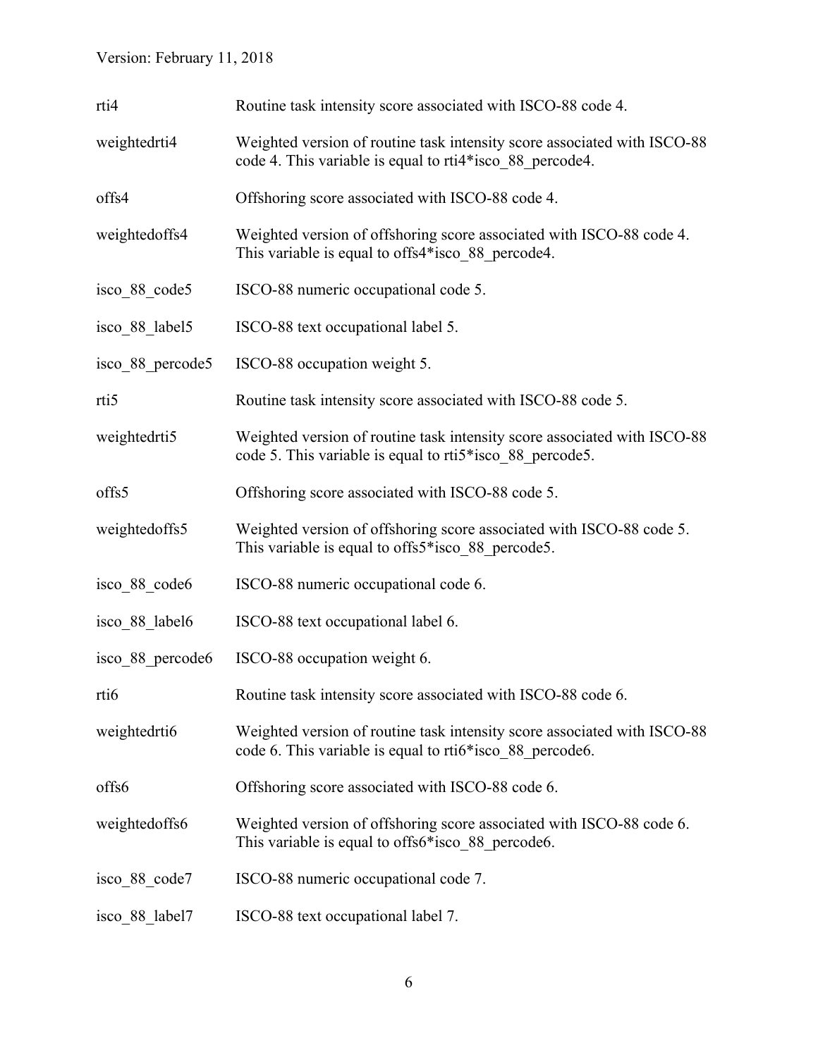| | |
|---|---|
| rti4 | Routine task intensity score associated with ISCO-88 code 4. |
| weightedrti4 | Weighted version of routine task intensity score associated with ISCO-88 code 4. This variable is equal to rti4*isco_88_percode4. |
| offs4 | Offshoring score associated with ISCO-88 code 4. |
| weightedoffs4 | Weighted version of offshoring score associated with ISCO-88 code 4. This variable is equal to offs4*isco_88_percode4. |
| isco_88_code5 | ISCO-88 numeric occupational code 5. |
| isco_88_label5 | ISCO-88 text occupational label 5. |
| isco_88_percode5 | ISCO-88 occupation weight 5. |
| rti5 | Routine task intensity score associated with ISCO-88 code 5. |
| weightedrti5 | Weighted version of routine task intensity score associated with ISCO-88 code 5. This variable is equal to rti5*isco_88_percode5. |
| offs5 | Offshoring score associated with ISCO-88 code 5. |
| weightedoffs5 | Weighted version of offshoring score associated with ISCO-88 code 5. This variable is equal to offs5*isco_88_percode5. |
| isco_88_code6 | ISCO-88 numeric occupational code 6. |
| isco_88_label6 | ISCO-88 text occupational label 6. |
| isco_88_percode6 | ISCO-88 occupation weight 6. |
| rti6 | Routine task intensity score associated with ISCO-88 code 6. |
| weightedrti6 | Weighted version of routine task intensity score associated with ISCO-88 code 6. This variable is equal to rti6*isco_88_percode6. |
| offs6 | Offshoring score associated with ISCO-88 code 6. |
| weightedoffs6 | Weighted version of offshoring score associated with ISCO-88 code 6. This variable is equal to offs6*isco_88_percode6. |
| isco_88_code7 | ISCO-88 numeric occupational code 7. |
| isco_88_label7 | ISCO-88 text occupational label 7. |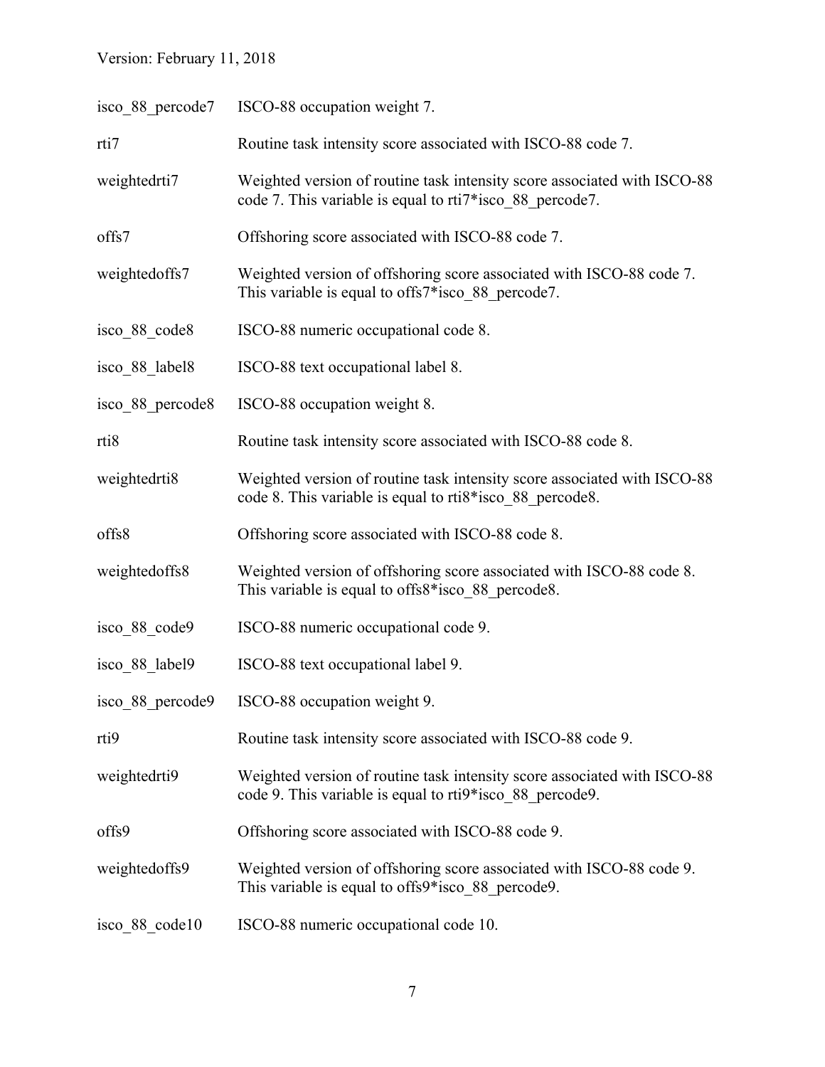| | |
|---|---|
| isco_88_percode7 | ISCO-88 occupation weight 7. |
| rti7 | Routine task intensity score associated with ISCO-88 code 7. |
| weightedrti7 | Weighted version of routine task intensity score associated with ISCO-88 code 7. This variable is equal to rti7*isco_88_percode7. |
| offs7 | Offshoring score associated with ISCO-88 code 7. |
| weightedoffs7 | Weighted version of offshoring score associated with ISCO-88 code 7. This variable is equal to offs7*isco_88_percode7. |
| isco_88_code8 | ISCO-88 numeric occupational code 8. |
| isco_88_label8 | ISCO-88 text occupational label 8. |
| isco_88_percode8 | ISCO-88 occupation weight 8. |
| rti8 | Routine task intensity score associated with ISCO-88 code 8. |
| weightedrti8 | Weighted version of routine task intensity score associated with ISCO-88 code 8. This variable is equal to rti8*isco_88_percode8. |
| offs8 | Offshoring score associated with ISCO-88 code 8. |
| weightedoffs8 | Weighted version of offshoring score associated with ISCO-88 code 8. This variable is equal to offs8*isco_88_percode8. |
| isco_88_code9 | ISCO-88 numeric occupational code 9. |
| isco_88_label9 | ISCO-88 text occupational label 9. |
| isco_88_percode9 | ISCO-88 occupation weight 9. |
| rti9 | Routine task intensity score associated with ISCO-88 code 9. |
| weightedrti9 | Weighted version of routine task intensity score associated with ISCO-88 code 9. This variable is equal to rti9*isco_88_percode9. |
| offs9 | Offshoring score associated with ISCO-88 code 9. |
| weightedoffs9 | Weighted version of offshoring score associated with ISCO-88 code 9. This variable is equal to offs9*isco_88_percode9. |
| isco_88_code10 | ISCO-88 numeric occupational code 10. |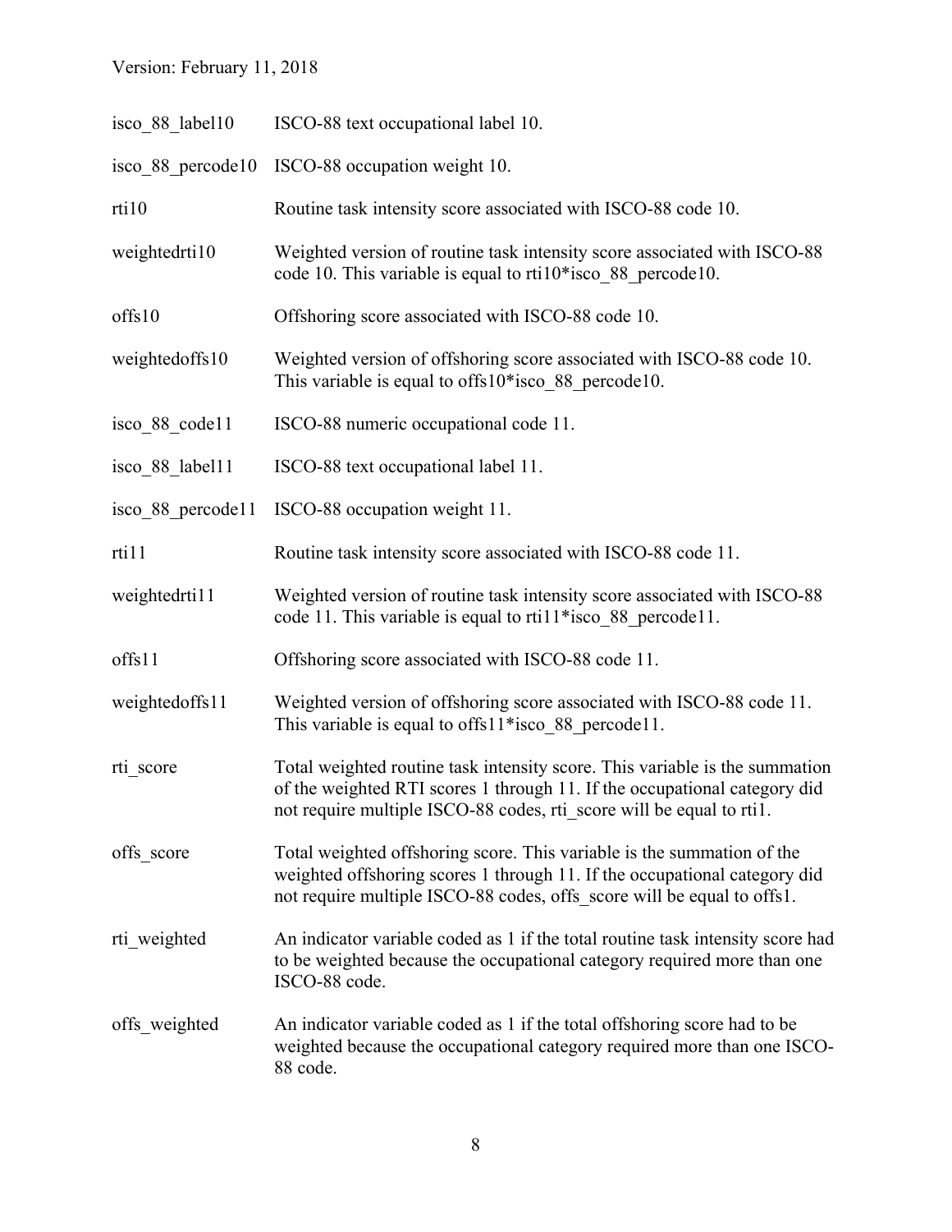| | |
|---|---|
| isco_88_label10 | ISCO-88 text occupational label 10. |
| isco_88_percode10 | ISCO-88 occupation weight 10. |
| rti10 | Routine task intensity score associated with ISCO-88 code 10. |
| weightedrti10 | Weighted version of routine task intensity score associated with ISCO-88 code 10. This variable is equal to rti10*isco_88_percode10. |
| offs10 | Offshoring score associated with ISCO-88 code 10. |
| weightedoffs10 | Weighted version of offshoring score associated with ISCO-88 code 10. This variable is equal to offs10*isco_88_percode10. |
| isco_88_code11 | ISCO-88 numeric occupational code 11. |
| isco_88_label11 | ISCO-88 text occupational label 11. |
| isco_88_percode11 | ISCO-88 occupation weight 11. |
| rti11 | Routine task intensity score associated with ISCO-88 code 11. |
| weightedrti11 | Weighted version of routine task intensity score associated with ISCO-88 code 11. This variable is equal to rti11*isco_88_percode11. |
| offs11 | Offshoring score associated with ISCO-88 code 11. |
| weightedoffs11 | Weighted version of offshoring score associated with ISCO-88 code 11. This variable is equal to offs11*isco_88_percode11. |
| rti_score | Total weighted routine task intensity score. This variable is the summation of the weighted RTI scores 1 through 11. If the occupational category did not require multiple ISCO-88 codes, rti_score will be equal to rti1. |
| offs_score | Total weighted offshoring score. This variable is the summation of the weighted offshoring scores 1 through 11. If the occupational category did not require multiple ISCO-88 codes, offs_score will be equal to offs1. |
| rti_weighted | An indicator variable coded as 1 if the total routine task intensity score had to be weighted because the occupational category required more than one ISCO-88 code. |
| offs_weighted | An indicator variable coded as 1 if the total offshoring score had to be weighted because the occupational category required more than one ISCO-88 code. |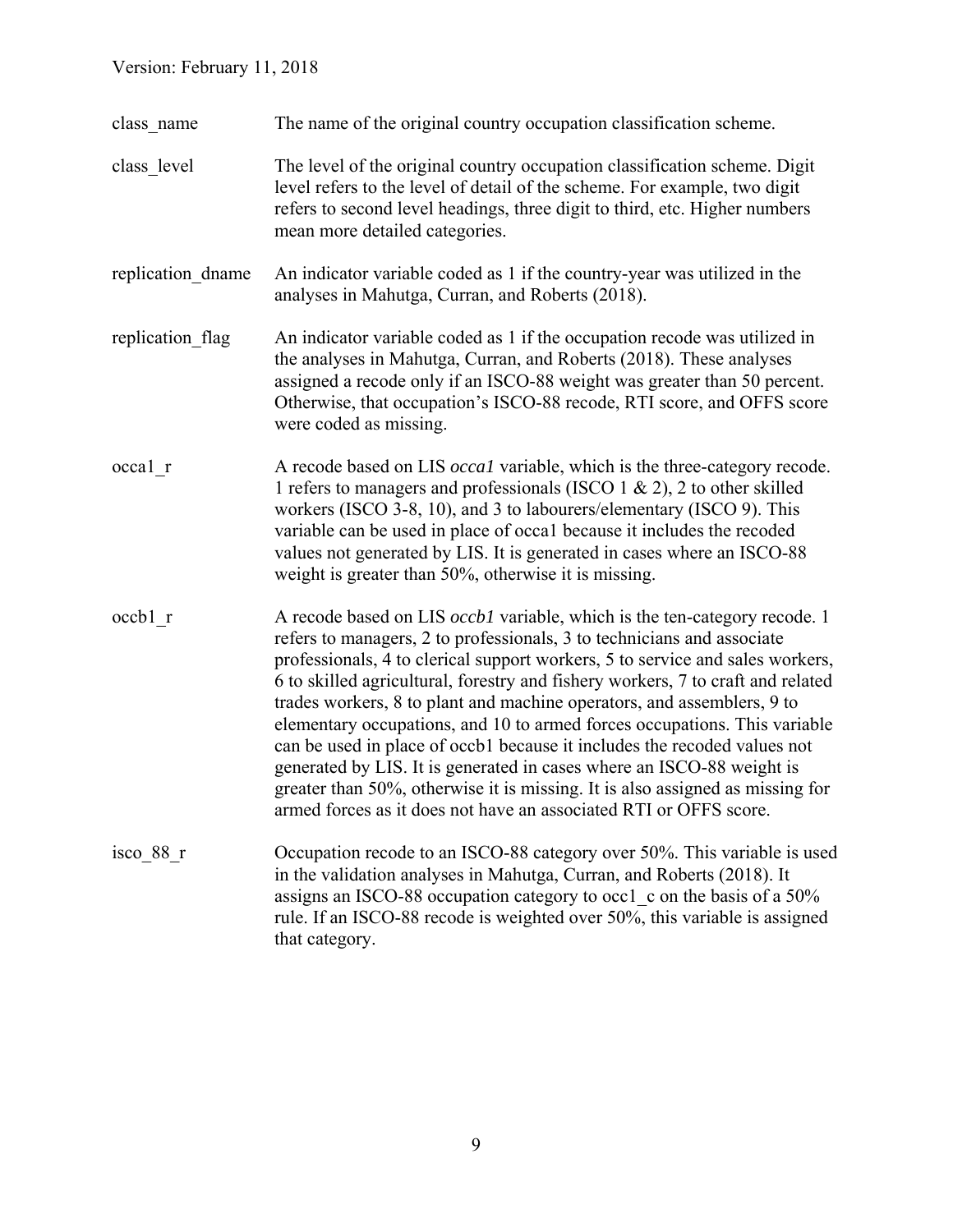| | |
|---|---|
| class_name | The name of the original country occupation classification scheme. |
| class_level | The level of the original country occupation classification scheme. Digit level refers to the level of detail of the scheme. For example, two digit refers to second level headings, three digit to third, etc. Higher numbers mean more detailed categories. |
| replication_dname | An indicator variable coded as 1 if the country-year was utilized in the analyses in Mahutga, Curran, and Roberts (2018). |
| replication_flag | An indicator variable coded as 1 if the occupation recode was utilized in the analyses in Mahutga, Curran, and Roberts (2018). These analyses assigned a recode only if an ISCO-88 weight was greater than 50 percent. Otherwise, that occupation's ISCO-88 recode, RTI score, and OFFS score were coded as missing. |
| occa1_r | A recode based on LIS *occa1* variable, which is the three-category recode. 1 refers to managers and professionals (ISCO 1 & 2), 2 to other skilled workers (ISCO 3-8, 10), and 3 to labourers/elementary (ISCO 9). This variable can be used in place of occa1 because it includes the recoded values not generated by LIS. It is generated in cases where an ISCO-88 weight is greater than 50%, otherwise it is missing. |
| occb1_r | A recode based on LIS *occb1* variable, which is the ten-category recode. 1 refers to managers, 2 to professionals, 3 to technicians and associate professionals, 4 to clerical support workers, 5 to service and sales workers, 6 to skilled agricultural, forestry and fishery workers, 7 to craft and related trades workers, 8 to plant and machine operators, and assemblers, 9 to elementary occupations, and 10 to armed forces occupations. This variable can be used in place of occb1 because it includes the recoded values not generated by LIS. It is generated in cases where an ISCO-88 weight is greater than 50%, otherwise it is missing. It is also assigned as missing for armed forces as it does not have an associated RTI or OFFS score. |
| isco_88_r | Occupation recode to an ISCO-88 category over 50%. This variable is used in the validation analyses in Mahutga, Curran, and Roberts (2018). It assigns an ISCO-88 occupation category to occ1_c on the basis of a 50% rule. If an ISCO-88 recode is weighted over 50%, this variable is assigned that category. |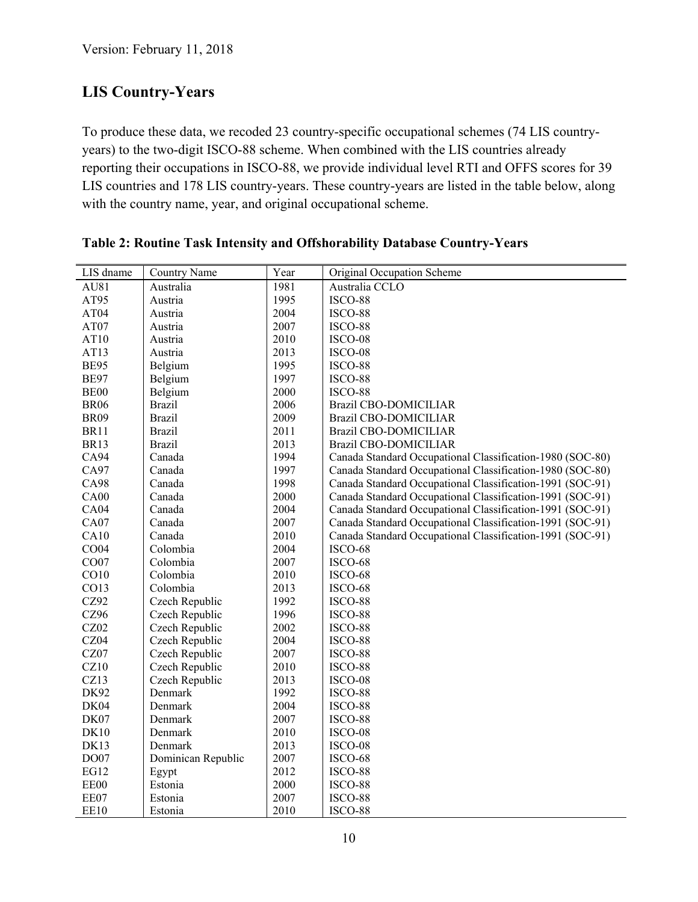Version: February 11, 2018

## LIS Country-Years

To produce these data, we recoded 23 country-specific occupational schemes (74 LIS country-years) to the two-digit ISCO-88 scheme. When combined with the LIS countries already reporting their occupations in ISCO-88, we provide individual level RTI and OFFS scores for 39 LIS countries and 178 LIS country-years. These country-years are listed in the table below, along with the country name, year, and original occupational scheme.

**Table 2: Routine Task Intensity and Offshorability Database Country-Years**

| LIS dname | Country Name | Year | Original Occupation Scheme |
|---|---|---|---|
| AU81 | Australia | 1981 | Australia CCLO |
| AT95 | Austria | 1995 | ISCO-88 |
| AT04 | Austria | 2004 | ISCO-88 |
| AT07 | Austria | 2007 | ISCO-88 |
| AT10 | Austria | 2010 | ISCO-08 |
| AT13 | Austria | 2013 | ISCO-08 |
| BE95 | Belgium | 1995 | ISCO-88 |
| BE97 | Belgium | 1997 | ISCO-88 |
| BE00 | Belgium | 2000 | ISCO-88 |
| BR06 | Brazil | 2006 | Brazil CBO-DOMICILIAR |
| BR09 | Brazil | 2009 | Brazil CBO-DOMICILIAR |
| BR11 | Brazil | 2011 | Brazil CBO-DOMICILIAR |
| BR13 | Brazil | 2013 | Brazil CBO-DOMICILIAR |
| CA94 | Canada | 1994 | Canada Standard Occupational Classification-1980 (SOC-80) |
| CA97 | Canada | 1997 | Canada Standard Occupational Classification-1980 (SOC-80) |
| CA98 | Canada | 1998 | Canada Standard Occupational Classification-1991 (SOC-91) |
| CA00 | Canada | 2000 | Canada Standard Occupational Classification-1991 (SOC-91) |
| CA04 | Canada | 2004 | Canada Standard Occupational Classification-1991 (SOC-91) |
| CA07 | Canada | 2007 | Canada Standard Occupational Classification-1991 (SOC-91) |
| CA10 | Canada | 2010 | Canada Standard Occupational Classification-1991 (SOC-91) |
| CO04 | Colombia | 2004 | ISCO-68 |
| CO07 | Colombia | 2007 | ISCO-68 |
| CO10 | Colombia | 2010 | ISCO-68 |
| CO13 | Colombia | 2013 | ISCO-68 |
| CZ92 | Czech Republic | 1992 | ISCO-88 |
| CZ96 | Czech Republic | 1996 | ISCO-88 |
| CZ02 | Czech Republic | 2002 | ISCO-88 |
| CZ04 | Czech Republic | 2004 | ISCO-88 |
| CZ07 | Czech Republic | 2007 | ISCO-88 |
| CZ10 | Czech Republic | 2010 | ISCO-88 |
| CZ13 | Czech Republic | 2013 | ISCO-08 |
| DK92 | Denmark | 1992 | ISCO-88 |
| DK04 | Denmark | 2004 | ISCO-88 |
| DK07 | Denmark | 2007 | ISCO-88 |
| DK10 | Denmark | 2010 | ISCO-08 |
| DK13 | Denmark | 2013 | ISCO-08 |
| DO07 | Dominican Republic | 2007 | ISCO-68 |
| EG12 | Egypt | 2012 | ISCO-88 |
| EE00 | Estonia | 2000 | ISCO-88 |
| EE07 | Estonia | 2007 | ISCO-88 |
| EE10 | Estonia | 2010 | ISCO-88 |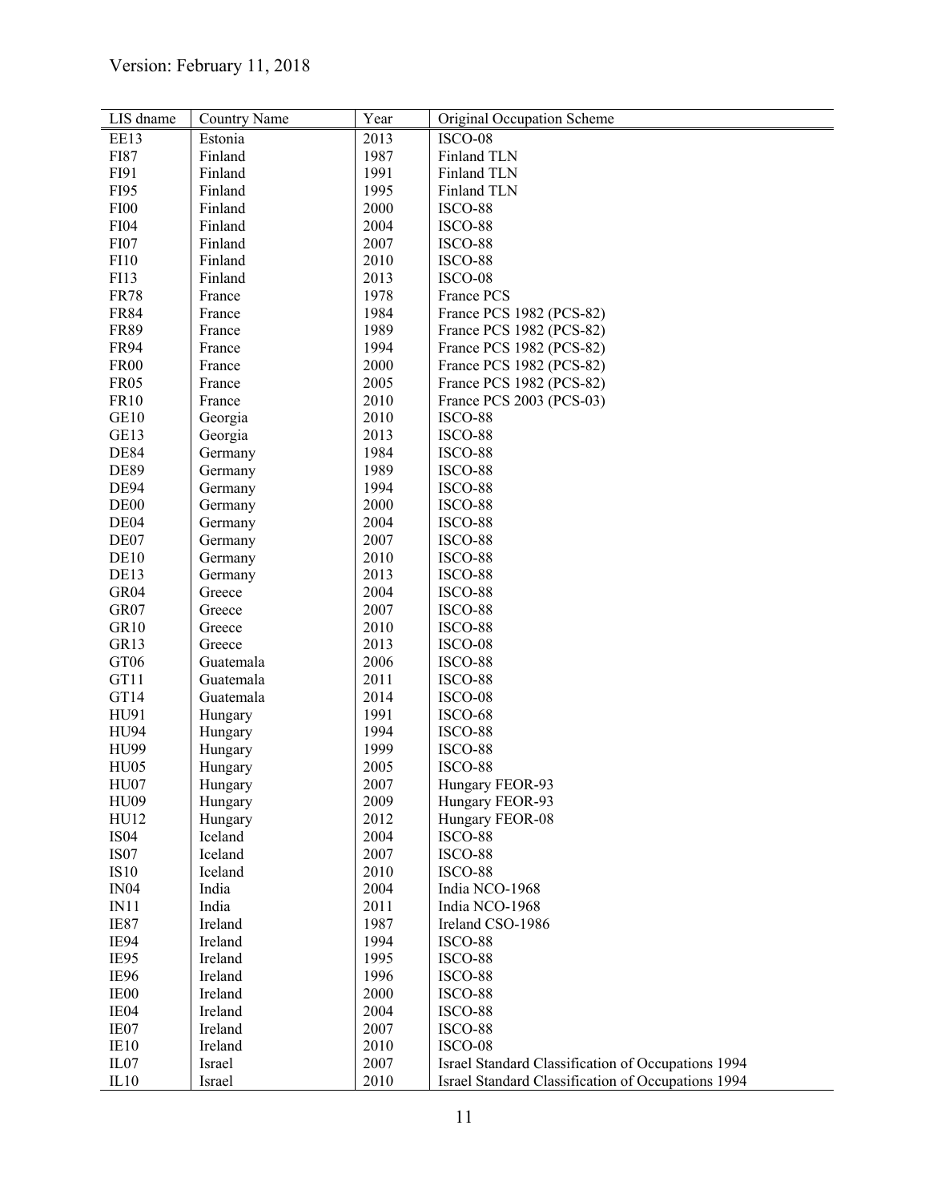| LIS dname | Country Name | Year | Original Occupation Scheme |
|---|---|---|---|
| EE13 | Estonia | 2013 | ISCO-08 |
| FI87 | Finland | 1987 | Finland TLN |
| FI91 | Finland | 1991 | Finland TLN |
| FI95 | Finland | 1995 | Finland TLN |
| FI00 | Finland | 2000 | ISCO-88 |
| FI04 | Finland | 2004 | ISCO-88 |
| FI07 | Finland | 2007 | ISCO-88 |
| FI10 | Finland | 2010 | ISCO-88 |
| FI13 | Finland | 2013 | ISCO-08 |
| FR78 | France | 1978 | France PCS |
| FR84 | France | 1984 | France PCS 1982 (PCS-82) |
| FR89 | France | 1989 | France PCS 1982 (PCS-82) |
| FR94 | France | 1994 | France PCS 1982 (PCS-82) |
| FR00 | France | 2000 | France PCS 1982 (PCS-82) |
| FR05 | France | 2005 | France PCS 1982 (PCS-82) |
| FR10 | France | 2010 | France PCS 2003 (PCS-03) |
| GE10 | Georgia | 2010 | ISCO-88 |
| GE13 | Georgia | 2013 | ISCO-88 |
| DE84 | Germany | 1984 | ISCO-88 |
| DE89 | Germany | 1989 | ISCO-88 |
| DE94 | Germany | 1994 | ISCO-88 |
| DE00 | Germany | 2000 | ISCO-88 |
| DE04 | Germany | 2004 | ISCO-88 |
| DE07 | Germany | 2007 | ISCO-88 |
| DE10 | Germany | 2010 | ISCO-88 |
| DE13 | Germany | 2013 | ISCO-88 |
| GR04 | Greece | 2004 | ISCO-88 |
| GR07 | Greece | 2007 | ISCO-88 |
| GR10 | Greece | 2010 | ISCO-88 |
| GR13 | Greece | 2013 | ISCO-08 |
| GT06 | Guatemala | 2006 | ISCO-88 |
| GT11 | Guatemala | 2011 | ISCO-88 |
| GT14 | Guatemala | 2014 | ISCO-08 |
| HU91 | Hungary | 1991 | ISCO-68 |
| HU94 | Hungary | 1994 | ISCO-88 |
| HU99 | Hungary | 1999 | ISCO-88 |
| HU05 | Hungary | 2005 | ISCO-88 |
| HU07 | Hungary | 2007 | Hungary FEOR-93 |
| HU09 | Hungary | 2009 | Hungary FEOR-93 |
| HU12 | Hungary | 2012 | Hungary FEOR-08 |
| IS04 | Iceland | 2004 | ISCO-88 |
| IS07 | Iceland | 2007 | ISCO-88 |
| IS10 | Iceland | 2010 | ISCO-88 |
| IN04 | India | 2004 | India NCO-1968 |
| IN11 | India | 2011 | India NCO-1968 |
| IE87 | Ireland | 1987 | Ireland CSO-1986 |
| IE94 | Ireland | 1994 | ISCO-88 |
| IE95 | Ireland | 1995 | ISCO-88 |
| IE96 | Ireland | 1996 | ISCO-88 |
| IE00 | Ireland | 2000 | ISCO-88 |
| IE04 | Ireland | 2004 | ISCO-88 |
| IE07 | Ireland | 2007 | ISCO-88 |
| IE10 | Ireland | 2010 | ISCO-08 |
| IL07 | Israel | 2007 | Israel Standard Classification of Occupations 1994 |
| IL10 | Israel | 2010 | Israel Standard Classification of Occupations 1994 |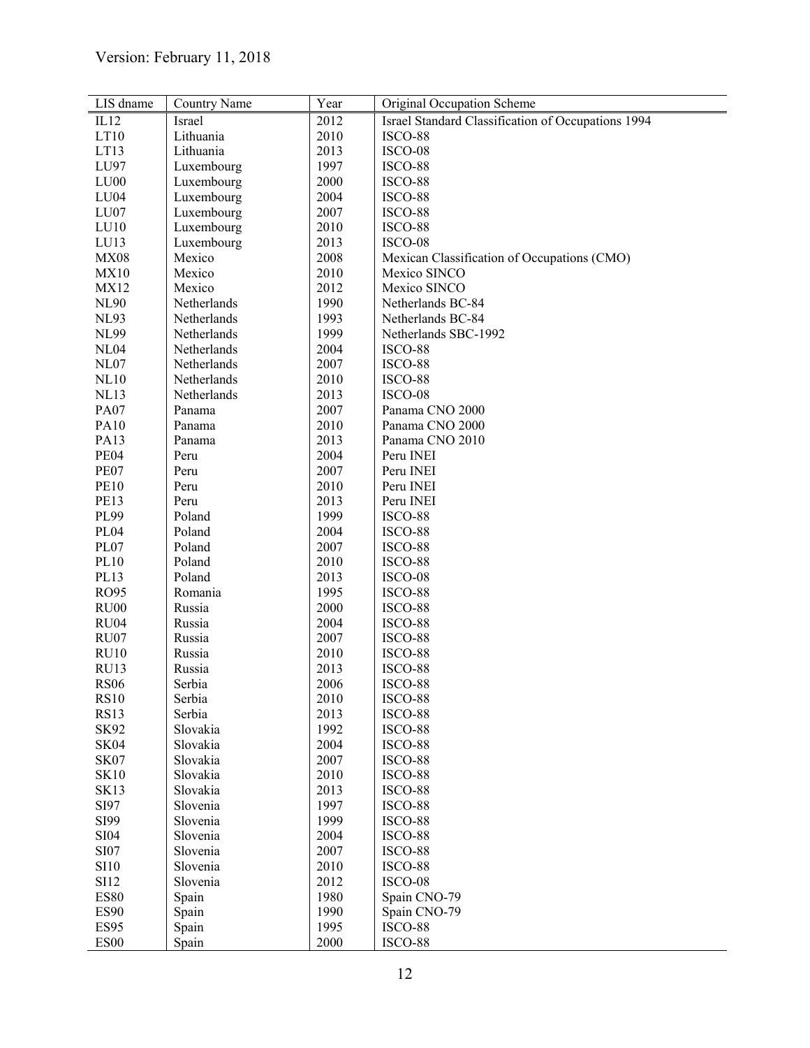| LIS dname | Country Name | Year | Original Occupation Scheme |
|---|---|---|---|
| IL12 | Israel | 2012 | Israel Standard Classification of Occupations 1994 |
| LT10 | Lithuania | 2010 | ISCO-88 |
| LT13 | Lithuania | 2013 | ISCO-08 |
| LU97 | Luxembourg | 1997 | ISCO-88 |
| LU00 | Luxembourg | 2000 | ISCO-88 |
| LU04 | Luxembourg | 2004 | ISCO-88 |
| LU07 | Luxembourg | 2007 | ISCO-88 |
| LU10 | Luxembourg | 2010 | ISCO-88 |
| LU13 | Luxembourg | 2013 | ISCO-08 |
| MX08 | Mexico | 2008 | Mexican Classification of Occupations (CMO) |
| MX10 | Mexico | 2010 | Mexico SINCO |
| MX12 | Mexico | 2012 | Mexico SINCO |
| NL90 | Netherlands | 1990 | Netherlands BC-84 |
| NL93 | Netherlands | 1993 | Netherlands BC-84 |
| NL99 | Netherlands | 1999 | Netherlands SBC-1992 |
| NL04 | Netherlands | 2004 | ISCO-88 |
| NL07 | Netherlands | 2007 | ISCO-88 |
| NL10 | Netherlands | 2010 | ISCO-88 |
| NL13 | Netherlands | 2013 | ISCO-08 |
| PA07 | Panama | 2007 | Panama CNO 2000 |
| PA10 | Panama | 2010 | Panama CNO 2000 |
| PA13 | Panama | 2013 | Panama CNO 2010 |
| PE04 | Peru | 2004 | Peru INEI |
| PE07 | Peru | 2007 | Peru INEI |
| PE10 | Peru | 2010 | Peru INEI |
| PE13 | Peru | 2013 | Peru INEI |
| PL99 | Poland | 1999 | ISCO-88 |
| PL04 | Poland | 2004 | ISCO-88 |
| PL07 | Poland | 2007 | ISCO-88 |
| PL10 | Poland | 2010 | ISCO-88 |
| PL13 | Poland | 2013 | ISCO-08 |
| RO95 | Romania | 1995 | ISCO-88 |
| RU00 | Russia | 2000 | ISCO-88 |
| RU04 | Russia | 2004 | ISCO-88 |
| RU07 | Russia | 2007 | ISCO-88 |
| RU10 | Russia | 2010 | ISCO-88 |
| RU13 | Russia | 2013 | ISCO-88 |
| RS06 | Serbia | 2006 | ISCO-88 |
| RS10 | Serbia | 2010 | ISCO-88 |
| RS13 | Serbia | 2013 | ISCO-88 |
| SK92 | Slovakia | 1992 | ISCO-88 |
| SK04 | Slovakia | 2004 | ISCO-88 |
| SK07 | Slovakia | 2007 | ISCO-88 |
| SK10 | Slovakia | 2010 | ISCO-88 |
| SK13 | Slovakia | 2013 | ISCO-88 |
| SI97 | Slovenia | 1997 | ISCO-88 |
| SI99 | Slovenia | 1999 | ISCO-88 |
| SI04 | Slovenia | 2004 | ISCO-88 |
| SI07 | Slovenia | 2007 | ISCO-88 |
| SI10 | Slovenia | 2010 | ISCO-88 |
| SI12 | Slovenia | 2012 | ISCO-08 |
| ES80 | Spain | 1980 | Spain CNO-79 |
| ES90 | Spain | 1990 | Spain CNO-79 |
| ES95 | Spain | 1995 | ISCO-88 |
| ES00 | Spain | 2000 | ISCO-88 |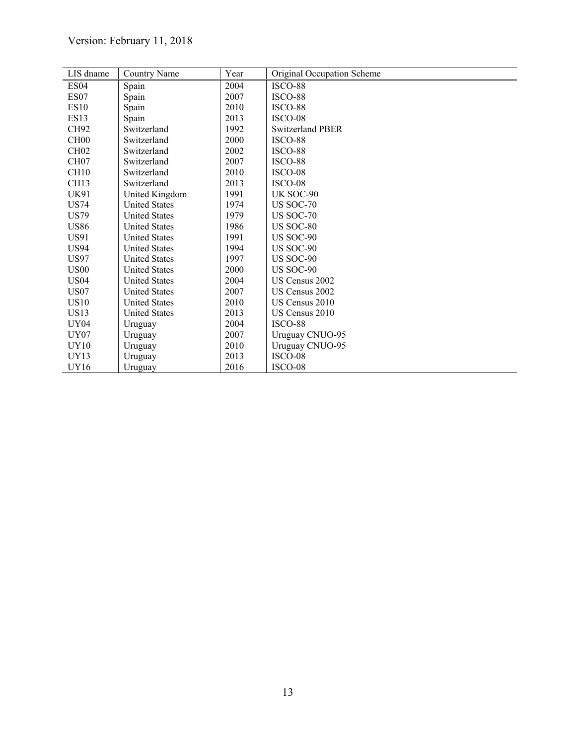| LIS dname | Country Name | Year | Original Occupation Scheme |
|---|---|---|---|
| ES04 | Spain | 2004 | ISCO-88 |
| ES07 | Spain | 2007 | ISCO-88 |
| ES10 | Spain | 2010 | ISCO-88 |
| ES13 | Spain | 2013 | ISCO-08 |
| CH92 | Switzerland | 1992 | Switzerland PBER |
| CH00 | Switzerland | 2000 | ISCO-88 |
| CH02 | Switzerland | 2002 | ISCO-88 |
| CH07 | Switzerland | 2007 | ISCO-88 |
| CH10 | Switzerland | 2010 | ISCO-08 |
| CH13 | Switzerland | 2013 | ISCO-08 |
| UK91 | United Kingdom | 1991 | UK SOC-90 |
| US74 | United States | 1974 | US SOC-70 |
| US79 | United States | 1979 | US SOC-70 |
| US86 | United States | 1986 | US SOC-80 |
| US91 | United States | 1991 | US SOC-90 |
| US94 | United States | 1994 | US SOC-90 |
| US97 | United States | 1997 | US SOC-90 |
| US00 | United States | 2000 | US SOC-90 |
| US04 | United States | 2004 | US Census 2002 |
| US07 | United States | 2007 | US Census 2002 |
| US10 | United States | 2010 | US Census 2010 |
| US13 | United States | 2013 | US Census 2010 |
| UY04 | Uruguay | 2004 | ISCO-88 |
| UY07 | Uruguay | 2007 | Uruguay CNUO-95 |
| UY10 | Uruguay | 2010 | Uruguay CNUO-95 |
| UY13 | Uruguay | 2013 | ISCO-08 |
| UY16 | Uruguay | 2016 | ISCO-08 |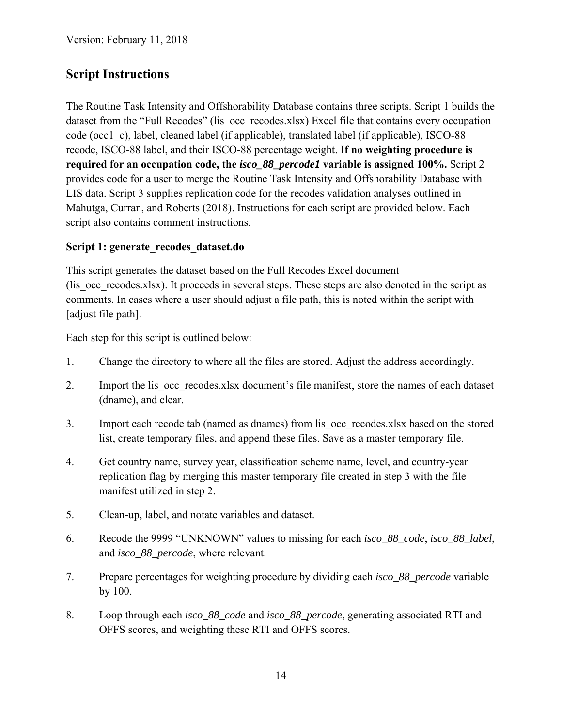Version: February 11, 2018

## Script Instructions

The Routine Task Intensity and Offshorability Database contains three scripts. Script 1 builds the dataset from the "Full Recodes" (lis_occ_recodes.xlsx) Excel file that contains every occupation code (occ1_c), label, cleaned label (if applicable), translated label (if applicable), ISCO-88 recode, ISCO-88 label, and their ISCO-88 percentage weight. **If no weighting procedure is required for an occupation code, the *isco_88_percode1* variable is assigned 100%.** Script 2 provides code for a user to merge the Routine Task Intensity and Offshorability Database with LIS data. Script 3 supplies replication code for the recodes validation analyses outlined in Mahutga, Curran, and Roberts (2018). Instructions for each script are provided below. Each script also contains comment instructions.

**Script 1: generate_recodes_dataset.do**

This script generates the dataset based on the Full Recodes Excel document (lis_occ_recodes.xlsx). It proceeds in several steps. These steps are also denoted in the script as comments. In cases where a user should adjust a file path, this is noted within the script with [adjust file path].

Each step for this script is outlined below:

1. Change the directory to where all the files are stored. Adjust the address accordingly.
2. Import the lis_occ_recodes.xlsx document's file manifest, store the names of each dataset (dname), and clear.
3. Import each recode tab (named as dnames) from lis_occ_recodes.xlsx based on the stored list, create temporary files, and append these files. Save as a master temporary file.
4. Get country name, survey year, classification scheme name, level, and country-year replication flag by merging this master temporary file created in step 3 with the file manifest utilized in step 2.
5. Clean-up, label, and notate variables and dataset.
6. Recode the 9999 "UNKNOWN" values to missing for each *isco_88_code*, *isco_88_label*, and *isco_88_percode*, where relevant.
7. Prepare percentages for weighting procedure by dividing each *isco_88_percode* variable by 100.
8. Loop through each *isco_88_code* and *isco_88_percode*, generating associated RTI and OFFS scores, and weighting these RTI and OFFS scores.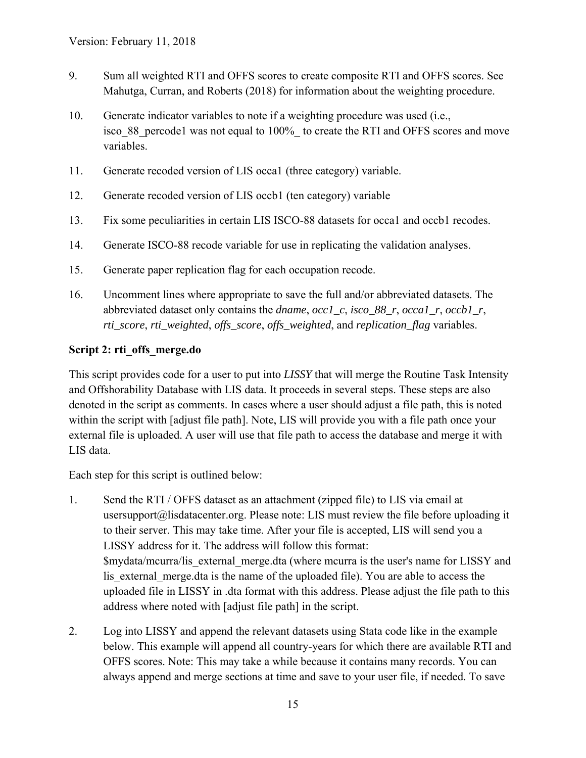9. Sum all weighted RTI and OFFS scores to create composite RTI and OFFS scores. See Mahutga, Curran, and Roberts (2018) for information about the weighting procedure.

10. Generate indicator variables to note if a weighting procedure was used (i.e., isco_88_percode1 was not equal to 100%_ to create the RTI and OFFS scores and move variables.

11. Generate recoded version of LIS occa1 (three category) variable.

12. Generate recoded version of LIS occb1 (ten category) variable

13. Fix some peculiarities in certain LIS ISCO-88 datasets for occa1 and occb1 recodes.

14. Generate ISCO-88 recode variable for use in replicating the validation analyses.

15. Generate paper replication flag for each occupation recode.

16. Uncomment lines where appropriate to save the full and/or abbreviated datasets. The abbreviated dataset only contains the *dname*, *occ1_c*, *isco_88_r*, *occa1_r*, *occb1_r*, *rti_score*, *rti_weighted*, *offs_score*, *offs_weighted*, and *replication_flag* variables.

**Script 2: rti_offs_merge.do**

This script provides code for a user to put into *LISSY* that will merge the Routine Task Intensity and Offshorability Database with LIS data. It proceeds in several steps. These steps are also denoted in the script as comments. In cases where a user should adjust a file path, this is noted within the script with [adjust file path]. Note, LIS will provide you with a file path once your external file is uploaded. A user will use that file path to access the database and merge it with LIS data.

Each step for this script is outlined below:

1. Send the RTI / OFFS dataset as an attachment (zipped file) to LIS via email at usersupport@lisdatacenter.org. Please note: LIS must review the file before uploading it to their server. This may take time. After your file is accepted, LIS will send you a LISSY address for it. The address will follow this format: $mydata/mcurra/lis_external_merge.dta (where mcurra is the user's name for LISSY and lis_external_merge.dta is the name of the uploaded file). You are able to access the uploaded file in LISSY in .dta format with this address. Please adjust the file path to this address where noted with [adjust file path] in the script.

2. Log into LISSY and append the relevant datasets using Stata code like in the example below. This example will append all country-years for which there are available RTI and OFFS scores. Note: This may take a while because it contains many records. You can always append and merge sections at time and save to your user file, if needed. To save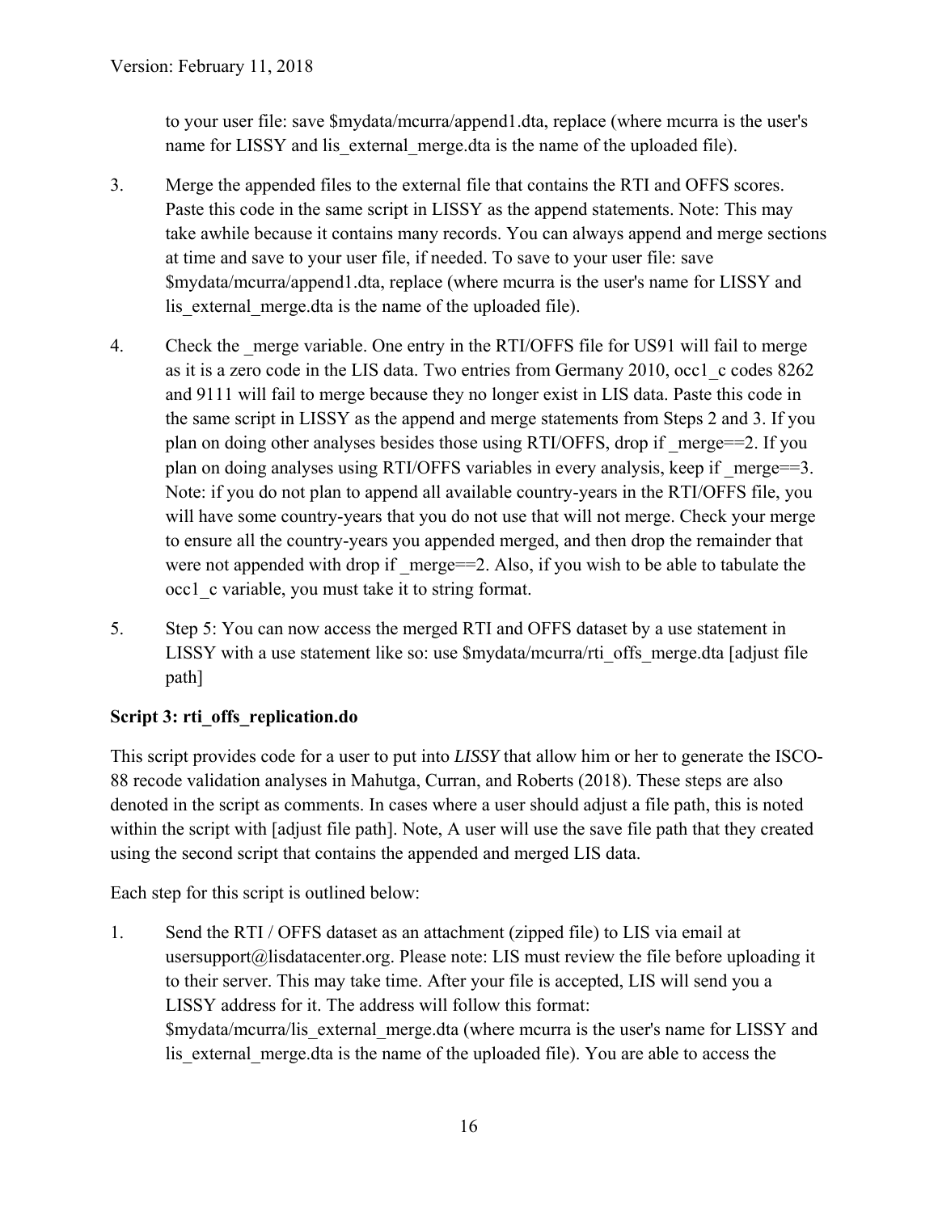to your user file: save $mydata/mcurra/append1.dta, replace (where mcurra is the user's name for LISSY and lis_external_merge.dta is the name of the uploaded file).

3. Merge the appended files to the external file that contains the RTI and OFFS scores. Paste this code in the same script in LISSY as the append statements. Note: This may take awhile because it contains many records. You can always append and merge sections at time and save to your user file, if needed. To save to your user file: save $mydata/mcurra/append1.dta, replace (where mcurra is the user's name for LISSY and lis_external_merge.dta is the name of the uploaded file).

4. Check the _merge variable. One entry in the RTI/OFFS file for US91 will fail to merge as it is a zero code in the LIS data. Two entries from Germany 2010, occ1_c codes 8262 and 9111 will fail to merge because they no longer exist in LIS data. Paste this code in the same script in LISSY as the append and merge statements from Steps 2 and 3. If you plan on doing other analyses besides those using RTI/OFFS, drop if _merge==2. If you plan on doing analyses using RTI/OFFS variables in every analysis, keep if _merge==3. Note: if you do not plan to append all available country-years in the RTI/OFFS file, you will have some country-years that you do not use that will not merge. Check your merge to ensure all the country-years you appended merged, and then drop the remainder that were not appended with drop if _merge==2. Also, if you wish to be able to tabulate the occ1_c variable, you must take it to string format.

5. Step 5: You can now access the merged RTI and OFFS dataset by a use statement in LISSY with a use statement like so: use $mydata/mcurra/rti_offs_merge.dta [adjust file path]

**Script 3: rti_offs_replication.do**

This script provides code for a user to put into *LISSY* that allow him or her to generate the ISCO-88 recode validation analyses in Mahutga, Curran, and Roberts (2018). These steps are also denoted in the script as comments. In cases where a user should adjust a file path, this is noted within the script with [adjust file path]. Note, A user will use the save file path that they created using the second script that contains the appended and merged LIS data.

Each step for this script is outlined below:

1. Send the RTI / OFFS dataset as an attachment (zipped file) to LIS via email at usersupport@lisdatacenter.org. Please note: LIS must review the file before uploading it to their server. This may take time. After your file is accepted, LIS will send you a LISSY address for it. The address will follow this format: $mydata/mcurra/lis_external_merge.dta (where mcurra is the user's name for LISSY and lis_external_merge.dta is the name of the uploaded file). You are able to access the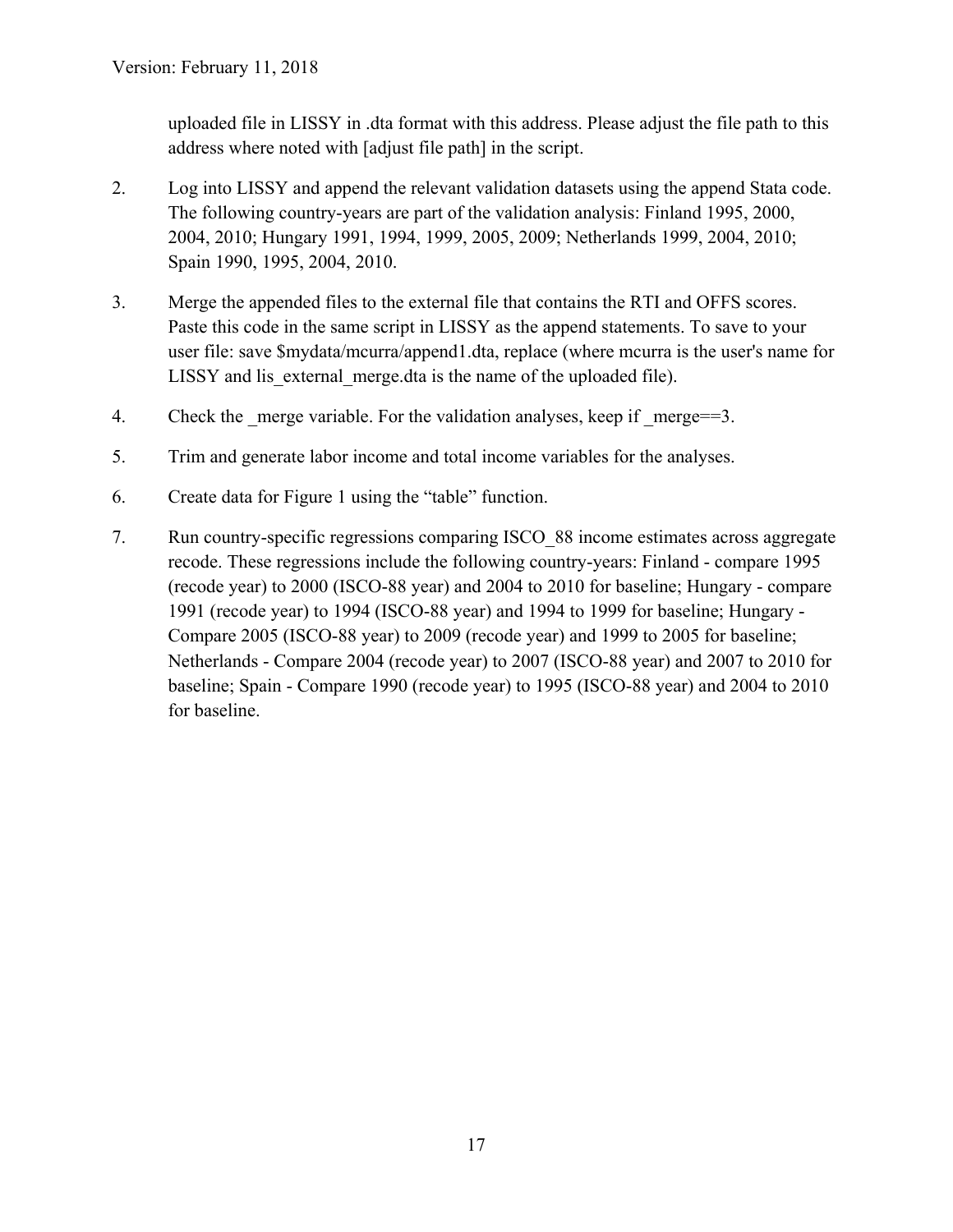uploaded file in LISSY in .dta format with this address. Please adjust the file path to this address where noted with [adjust file path] in the script.

2. Log into LISSY and append the relevant validation datasets using the append Stata code. The following country-years are part of the validation analysis: Finland 1995, 2000, 2004, 2010; Hungary 1991, 1994, 1999, 2005, 2009; Netherlands 1999, 2004, 2010; Spain 1990, 1995, 2004, 2010.

3. Merge the appended files to the external file that contains the RTI and OFFS scores. Paste this code in the same script in LISSY as the append statements. To save to your user file: save $mydata/mcurra/append1.dta, replace (where mcurra is the user's name for LISSY and lis_external_merge.dta is the name of the uploaded file).

4. Check the _merge variable. For the validation analyses, keep if _merge==3.

5. Trim and generate labor income and total income variables for the analyses.

6. Create data for Figure 1 using the "table" function.

7. Run country-specific regressions comparing ISCO_88 income estimates across aggregate recode. These regressions include the following country-years: Finland - compare 1995 (recode year) to 2000 (ISCO-88 year) and 2004 to 2010 for baseline; Hungary - compare 1991 (recode year) to 1994 (ISCO-88 year) and 1994 to 1999 for baseline; Hungary - Compare 2005 (ISCO-88 year) to 2009 (recode year) and 1999 to 2005 for baseline; Netherlands - Compare 2004 (recode year) to 2007 (ISCO-88 year) and 2007 to 2010 for baseline; Spain - Compare 1990 (recode year) to 1995 (ISCO-88 year) and 2004 to 2010 for baseline.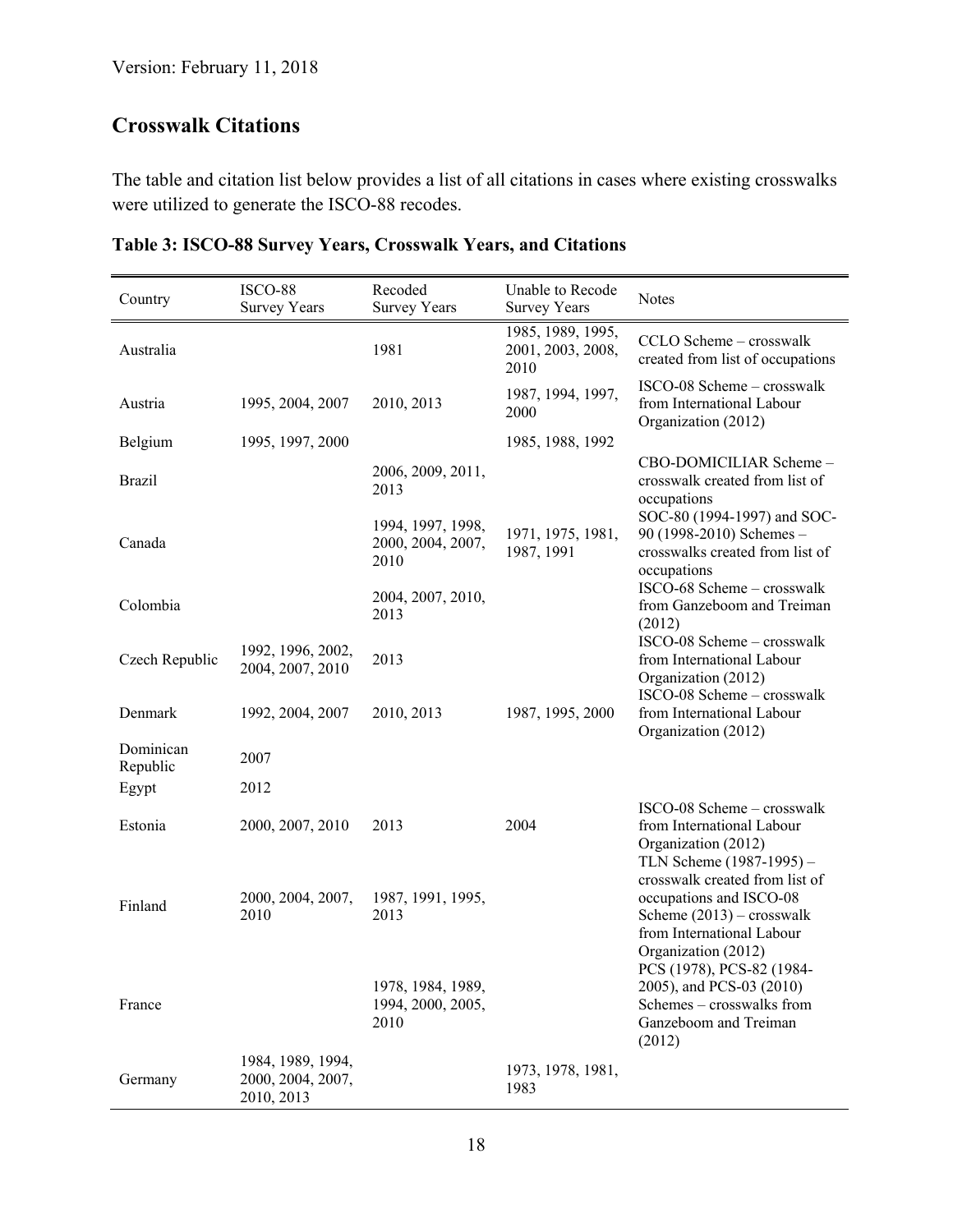Version: February 11, 2018

## Crosswalk Citations

The table and citation list below provides a list of all citations in cases where existing crosswalks were utilized to generate the ISCO-88 recodes.

**Table 3: ISCO-88 Survey Years, Crosswalk Years, and Citations**

| Country | ISCO-88 Survey Years | Recoded Survey Years | Unable to Recode Survey Years | Notes |
|---|---|---|---|---|
| Australia | | 1981 | 1985, 1989, 1995, 2001, 2003, 2008, 2010 | CCLO Scheme – crosswalk created from list of occupations |
| Austria | 1995, 2004, 2007 | 2010, 2013 | 1987, 1994, 1997, 2000 | ISCO-08 Scheme – crosswalk from International Labour Organization (2012) |
| Belgium | 1995, 1997, 2000 | | 1985, 1988, 1992 | |
| Brazil | | 2006, 2009, 2011, 2013 | | CBO-DOMICILIAR Scheme – crosswalk created from list of occupations |
| Canada | | 1994, 1997, 1998, 2000, 2004, 2007, 2010 | 1971, 1975, 1981, 1987, 1991 | SOC-80 (1994-1997) and SOC-90 (1998-2010) Schemes – crosswalks created from list of occupations |
| Colombia | | 2004, 2007, 2010, 2013 | | ISCO-68 Scheme – crosswalk from Ganzeboom and Treiman (2012) |
| Czech Republic | 1992, 1996, 2002, 2004, 2007, 2010 | 2013 | | ISCO-08 Scheme – crosswalk from International Labour Organization (2012) |
| Denmark | 1992, 2004, 2007 | 2010, 2013 | 1987, 1995, 2000 | ISCO-08 Scheme – crosswalk from International Labour Organization (2012) |
| Dominican Republic | 2007 | | | |
| Egypt | 2012 | | | |
| Estonia | 2000, 2007, 2010 | 2013 | 2004 | ISCO-08 Scheme – crosswalk from International Labour Organization (2012) |
| Finland | 2000, 2004, 2007, 2010 | 1987, 1991, 1995, 2013 | | TLN Scheme (1987-1995) – crosswalk created from list of occupations and ISCO-08 Scheme (2013) – crosswalk from International Labour Organization (2012) |
| France | | 1978, 1984, 1989, 1994, 2000, 2005, 2010 | | PCS (1978), PCS-82 (1984-2005), and PCS-03 (2010) Schemes – crosswalks from Ganzeboom and Treiman (2012) |
| Germany | 1984, 1989, 1994, 2000, 2004, 2007, 2010, 2013 | | 1973, 1978, 1981, 1983 | |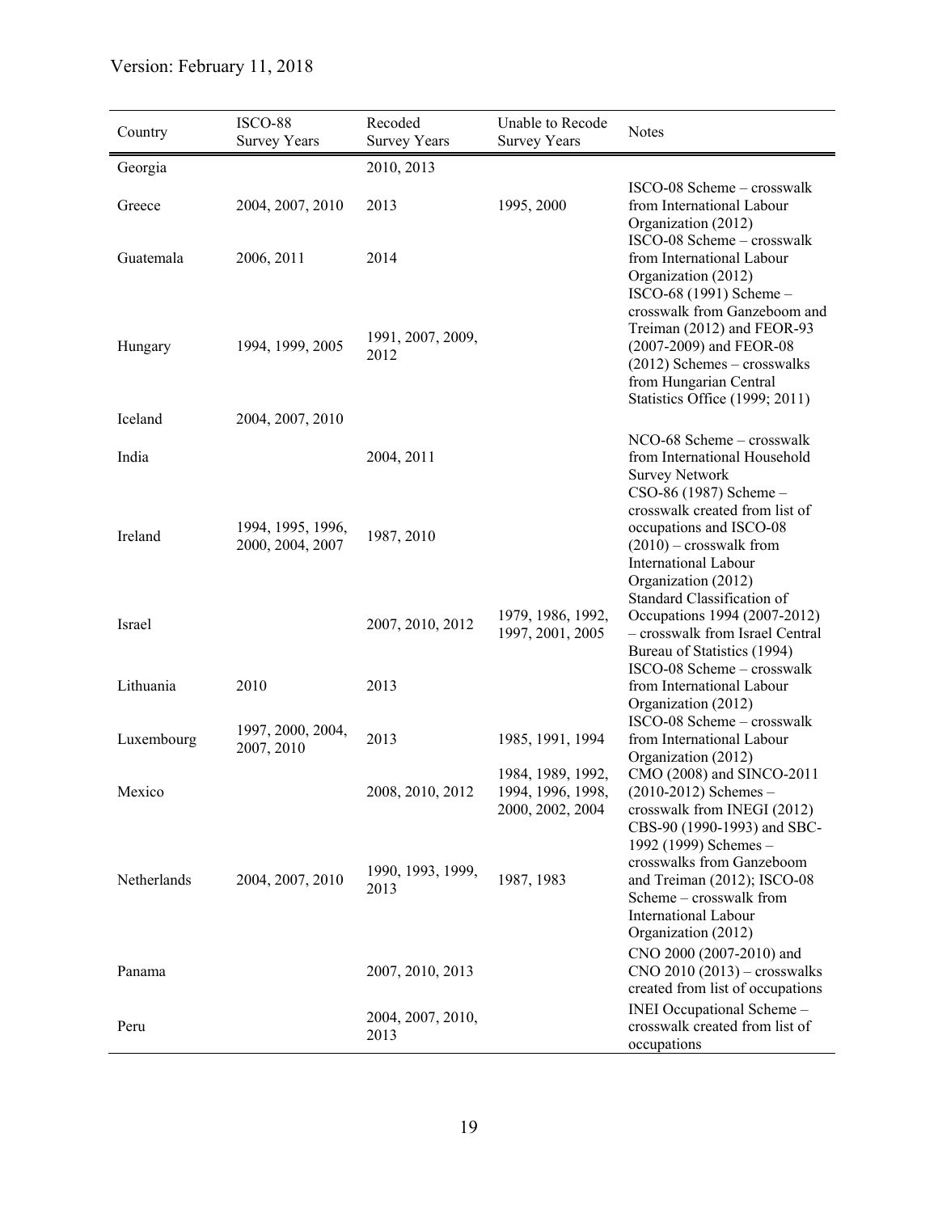| Country | ISCO-88 Survey Years | Recoded Survey Years | Unable to Recode Survey Years | Notes |
|---|---|---|---|---|
| Georgia | | 2010, 2013 | | |
| Greece | 2004, 2007, 2010 | 2013 | 1995, 2000 | ISCO-08 Scheme – crosswalk from International Labour Organization (2012) |
| Guatemala | 2006, 2011 | 2014 | | ISCO-08 Scheme – crosswalk from International Labour Organization (2012) |
| Hungary | 1994, 1999, 2005 | 1991, 2007, 2009, 2012 | | ISCO-68 (1991) Scheme – crosswalk from Ganzeboom and Treiman (2012) and FEOR-93 (2007-2009) and FEOR-08 (2012) Schemes – crosswalks from Hungarian Central Statistics Office (1999; 2011) |
| Iceland | 2004, 2007, 2010 | | | |
| India | | 2004, 2011 | | NCO-68 Scheme – crosswalk from International Household Survey Network |
| Ireland | 1994, 1995, 1996, 2000, 2004, 2007 | 1987, 2010 | | CSO-86 (1987) Scheme – crosswalk created from list of occupations and ISCO-08 (2010) – crosswalk from International Labour Organization (2012) |
| Israel | | 2007, 2010, 2012 | 1979, 1986, 1992, 1997, 2001, 2005 | Standard Classification of Occupations 1994 (2007-2012) – crosswalk from Israel Central Bureau of Statistics (1994) |
| Lithuania | 2010 | 2013 | | ISCO-08 Scheme – crosswalk from International Labour Organization (2012) |
| Luxembourg | 1997, 2000, 2004, 2007, 2010 | 2013 | 1985, 1991, 1994 | ISCO-08 Scheme – crosswalk from International Labour Organization (2012) |
| Mexico | | 2008, 2010, 2012 | 1984, 1989, 1992, 1994, 1996, 1998, 2000, 2002, 2004 | CMO (2008) and SINCO-2011 (2010-2012) Schemes – crosswalk from INEGI (2012) |
| Netherlands | 2004, 2007, 2010 | 1990, 1993, 1999, 2013 | 1987, 1983 | CBS-90 (1990-1993) and SBC-1992 (1999) Schemes – crosswalks from Ganzeboom and Treiman (2012); ISCO-08 Scheme – crosswalk from International Labour Organization (2012) |
| Panama | | 2007, 2010, 2013 | | CNO 2000 (2007-2010) and CNO 2010 (2013) – crosswalks created from list of occupations |
| Peru | | 2004, 2007, 2010, 2013 | | INEI Occupational Scheme – crosswalk created from list of occupations |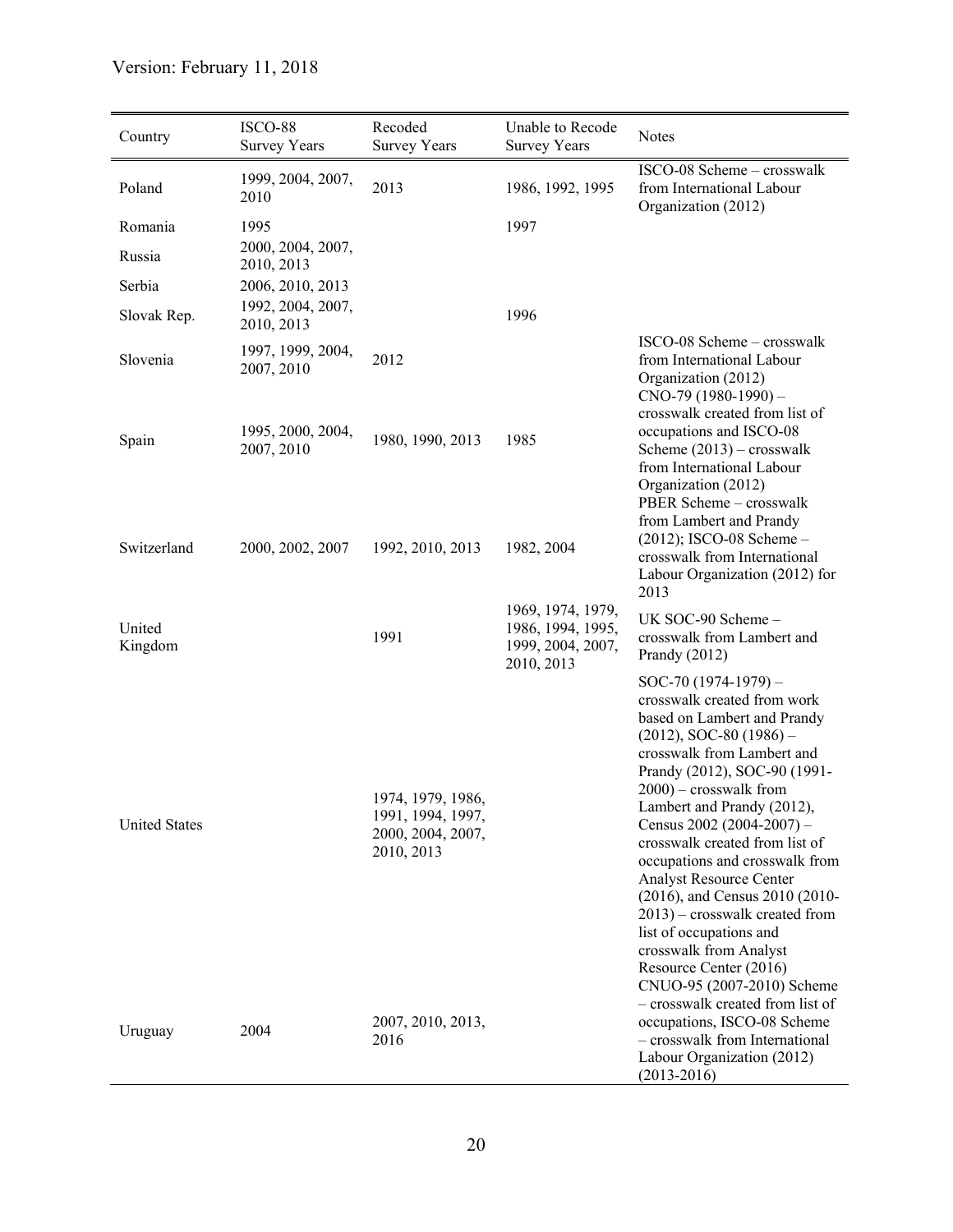| Country | ISCO-88 Survey Years | Recoded Survey Years | Unable to Recode Survey Years | Notes |
|---|---|---|---|---|
| Poland | 1999, 2004, 2007, 2010 | 2013 | 1986, 1992, 1995 | ISCO-08 Scheme – crosswalk from International Labour Organization (2012) |
| Romania | 1995 | | 1997 | |
| Russia | 2000, 2004, 2007, 2010, 2013 | | | |
| Serbia | 2006, 2010, 2013 | | | |
| Slovak Rep. | 1992, 2004, 2007, 2010, 2013 | | 1996 | |
| Slovenia | 1997, 1999, 2004, 2007, 2010 | 2012 | | ISCO-08 Scheme – crosswalk from International Labour Organization (2012) |
| Spain | 1995, 2000, 2004, 2007, 2010 | 1980, 1990, 2013 | 1985 | CNO-79 (1980-1990) – crosswalk created from list of occupations and ISCO-08 Scheme (2013) – crosswalk from International Labour Organization (2012) |
| Switzerland | 2000, 2002, 2007 | 1992, 2010, 2013 | 1982, 2004 | PBER Scheme – crosswalk from Lambert and Prandy (2012); ISCO-08 Scheme – crosswalk from International Labour Organization (2012) for 2013 |
| United Kingdom | | 1991 | 1969, 1974, 1979, 1986, 1994, 1995, 1999, 2004, 2007, 2010, 2013 | UK SOC-90 Scheme – crosswalk from Lambert and Prandy (2012) |
| United States | | 1974, 1979, 1986, 1991, 1994, 1997, 2000, 2004, 2007, 2010, 2013 | | SOC-70 (1974-1979) – crosswalk created from work based on Lambert and Prandy (2012), SOC-80 (1986) – crosswalk from Lambert and Prandy (2012), SOC-90 (1991-2000) – crosswalk from Lambert and Prandy (2012), Census 2002 (2004-2007) – crosswalk created from list of occupations and crosswalk from Analyst Resource Center (2016), and Census 2010 (2010-2013) – crosswalk created from list of occupations and crosswalk from Analyst Resource Center (2016) |
| Uruguay | 2004 | 2007, 2010, 2013, 2016 | | CNUO-95 (2007-2010) Scheme – crosswalk created from list of occupations, ISCO-08 Scheme – crosswalk from International Labour Organization (2012) (2013-2016) |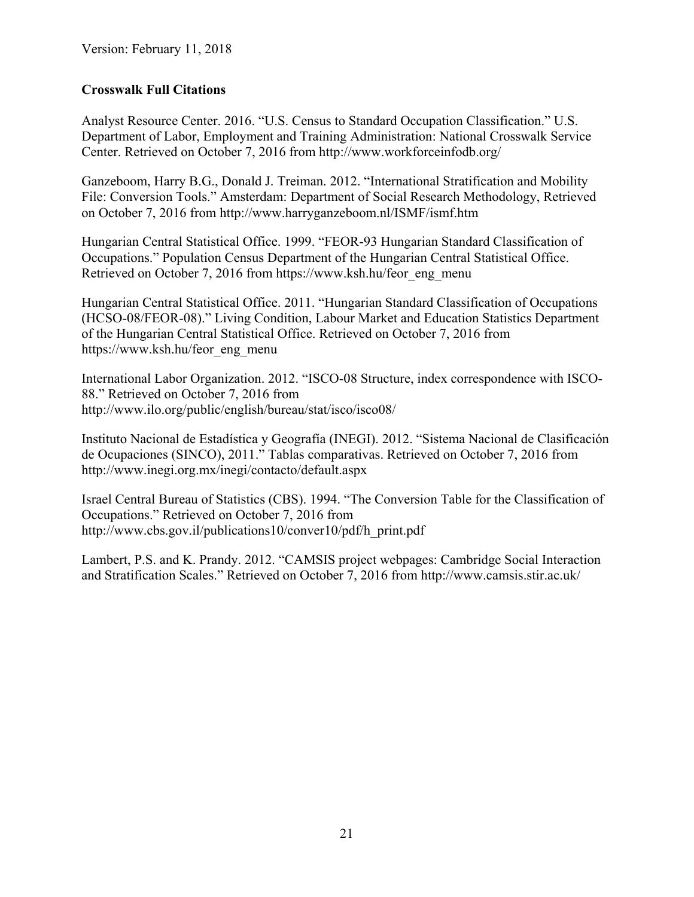**Crosswalk Full Citations**

Analyst Resource Center. 2016. "U.S. Census to Standard Occupation Classification." U.S. Department of Labor, Employment and Training Administration: National Crosswalk Service Center. Retrieved on October 7, 2016 from http://www.workforceinfodb.org/

Ganzeboom, Harry B.G., Donald J. Treiman. 2012. "International Stratification and Mobility File: Conversion Tools." Amsterdam: Department of Social Research Methodology, Retrieved on October 7, 2016 from http://www.harryganzeboom.nl/ISMF/ismf.htm

Hungarian Central Statistical Office. 1999. "FEOR-93 Hungarian Standard Classification of Occupations." Population Census Department of the Hungarian Central Statistical Office. Retrieved on October 7, 2016 from https://www.ksh.hu/feor_eng_menu

Hungarian Central Statistical Office. 2011. "Hungarian Standard Classification of Occupations (HCSO-08/FEOR-08)." Living Condition, Labour Market and Education Statistics Department of the Hungarian Central Statistical Office. Retrieved on October 7, 2016 from https://www.ksh.hu/feor_eng_menu

International Labor Organization. 2012. "ISCO-08 Structure, index correspondence with ISCO-88." Retrieved on October 7, 2016 from http://www.ilo.org/public/english/bureau/stat/isco/isco08/

Instituto Nacional de Estadística y Geografía (INEGI). 2012. "Sistema Nacional de Clasificación de Ocupaciones (SINCO), 2011." Tablas comparativas. Retrieved on October 7, 2016 from http://www.inegi.org.mx/inegi/contacto/default.aspx

Israel Central Bureau of Statistics (CBS). 1994. "The Conversion Table for the Classification of Occupations." Retrieved on October 7, 2016 from http://www.cbs.gov.il/publications10/conver10/pdf/h_print.pdf

Lambert, P.S. and K. Prandy. 2012. "CAMSIS project webpages: Cambridge Social Interaction and Stratification Scales." Retrieved on October 7, 2016 from http://www.camsis.stir.ac.uk/